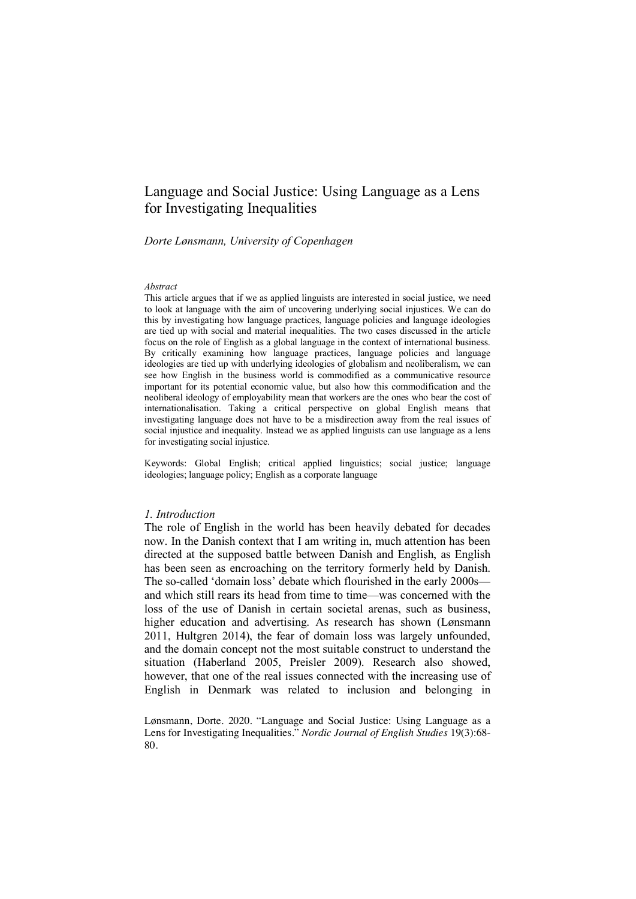# Language and Social Justice: Using Language as a Lens for Investigating Inequalities

*Dorte Lønsmann, University of Copenhagen*

*Abstract*

This article argues that if we as applied linguists are interested in social justice, we need to look at language with the aim of uncovering underlying social injustices. We can do this by investigating how language practices, language policies and language ideologies are tied up with social and material inequalities. The two cases discussed in the article focus on the role of English as a global language in the context of international business. By critically examining how language practices, language policies and language ideologies are tied up with underlying ideologies of globalism and neoliberalism, we can see how English in the business world is commodified as a communicative resource important for its potential economic value, but also how this commodification and the neoliberal ideology of employability mean that workers are the ones who bear the cost of internationalisation. Taking a critical perspective on global English means that investigating language does not have to be a misdirection away from the real issues of social injustice and inequality. Instead we as applied linguists can use language as a lens for investigating social injustice.

Keywords: Global English; critical applied linguistics; social justice; language ideologies; language policy; English as a corporate language

## *1. Introduction*

The role of English in the world has been heavily debated for decades now. In the Danish context that I am writing in, much attention has been directed at the supposed battle between Danish and English, as English has been seen as encroaching on the territory formerly held by Danish. The so-called 'domain loss' debate which flourished in the early 2000s—and which still rears its head from time to time—was concerned with the loss of the use of Danish in certain societal arenas, such as business, higher education and advertising. As research has shown (Lønsmann 2011, Hultgren 2014), the fear of domain loss was largely unfounded, and the domain concept not the most suitable construct to understand the situation (Haberland 2005, Preisler 2009). Research also showed, however, that one of the real issues connected with the increasing use of English in Denmark was related to inclusion and belonging in

Lønsmann, Dorte. 2020. "Language and Social Justice: Using Language as a Lens for Investigating Inequalities." *Nordic Journal of English Studies* 19(3):68-80.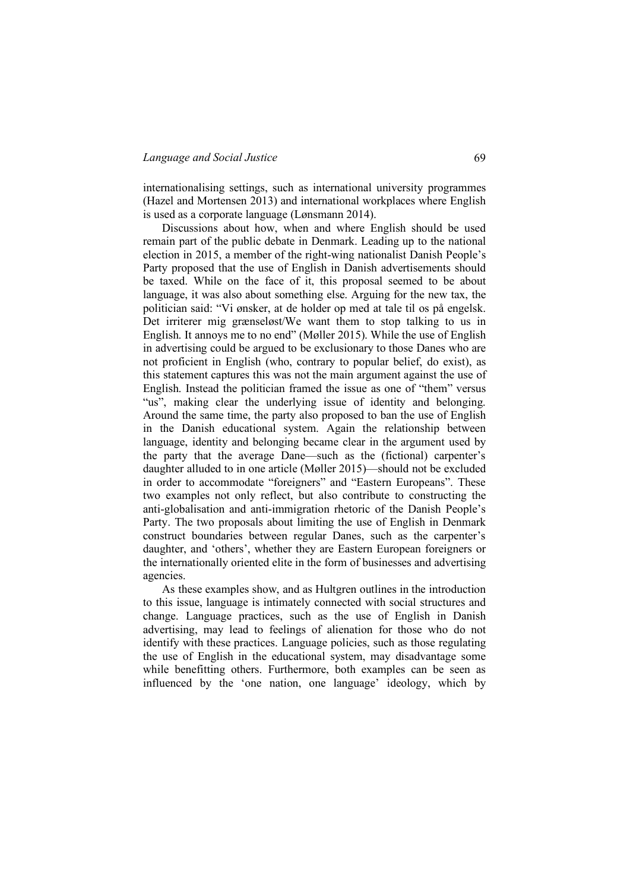internationalising settings, such as international university programmes (Hazel and Mortensen 2013) and international workplaces where English is used as a corporate language (Lønsmann 2014).

Discussions about how, when and where English should be used remain part of the public debate in Denmark. Leading up to the national election in 2015, a member of the right-wing nationalist Danish People's Party proposed that the use of English in Danish advertisements should be taxed. While on the face of it, this proposal seemed to be about language, it was also about something else. Arguing for the new tax, the politician said: "Vi ønsker, at de holder op med at tale til os på engelsk. Det irriterer mig grænseløst/We want them to stop talking to us in English. It annoys me to no end" (Møller 2015). While the use of English in advertising could be argued to be exclusionary to those Danes who are not proficient in English (who, contrary to popular belief, do exist), as this statement captures this was not the main argument against the use of English. Instead the politician framed the issue as one of "them" versus "us", making clear the underlying issue of identity and belonging. Around the same time, the party also proposed to ban the use of English in the Danish educational system. Again the relationship between language, identity and belonging became clear in the argument used by the party that the average Dane—such as the (fictional) carpenter's daughter alluded to in one article (Møller 2015)—should not be excluded in order to accommodate "foreigners" and "Eastern Europeans". These two examples not only reflect, but also contribute to constructing the anti-globalisation and anti-immigration rhetoric of the Danish People's Party. The two proposals about limiting the use of English in Denmark construct boundaries between regular Danes, such as the carpenter's daughter, and 'others', whether they are Eastern European foreigners or the internationally oriented elite in the form of businesses and advertising agencies.

As these examples show, and as Hultgren outlines in the introduction to this issue, language is intimately connected with social structures and change. Language practices, such as the use of English in Danish advertising, may lead to feelings of alienation for those who do not identify with these practices. Language policies, such as those regulating the use of English in the educational system, may disadvantage some while benefitting others. Furthermore, both examples can be seen as influenced by the 'one nation, one language' ideology, which by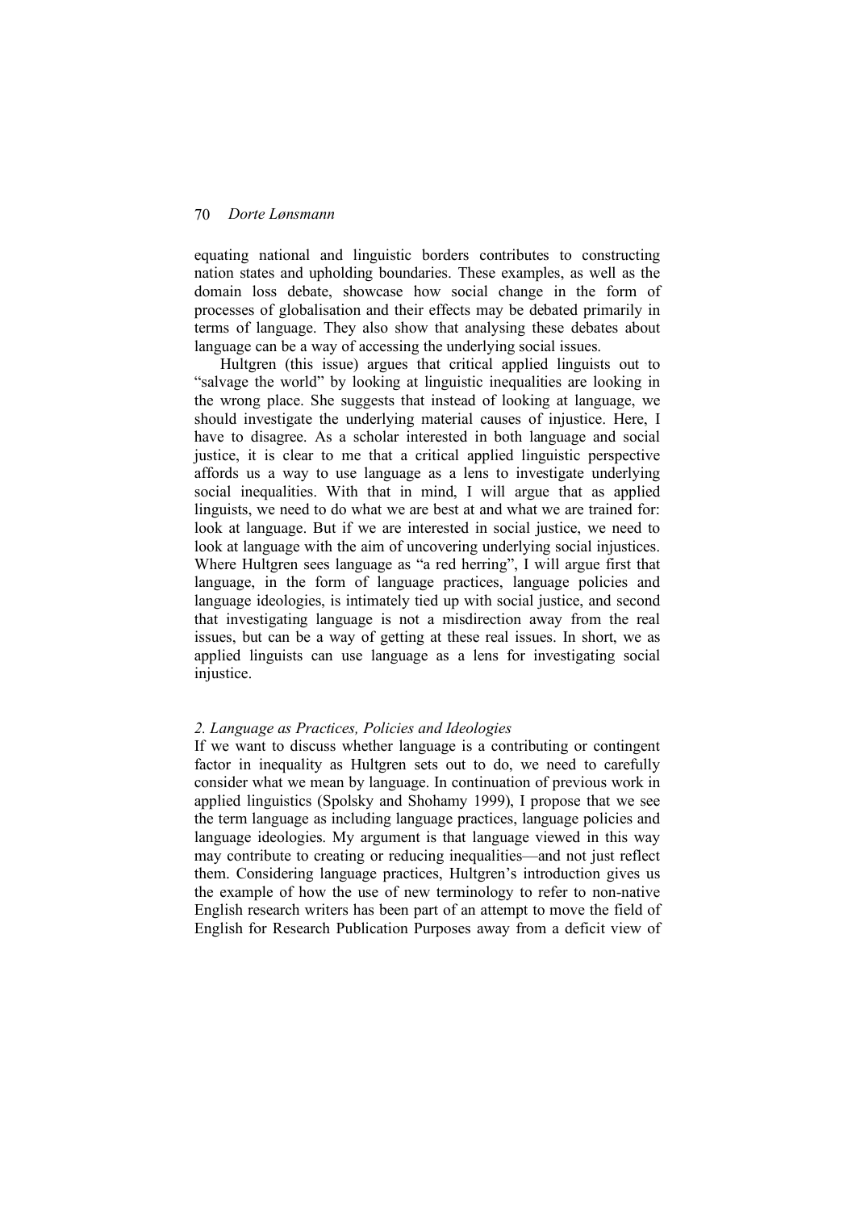equating national and linguistic borders contributes to constructing nation states and upholding boundaries. These examples, as well as the domain loss debate, showcase how social change in the form of processes of globalisation and their effects may be debated primarily in terms of language. They also show that analysing these debates about language can be a way of accessing the underlying social issues.

Hultgren (this issue) argues that critical applied linguists out to "salvage the world" by looking at linguistic inequalities are looking in the wrong place. She suggests that instead of looking at language, we should investigate the underlying material causes of injustice. Here, I have to disagree. As a scholar interested in both language and social justice, it is clear to me that a critical applied linguistic perspective affords us a way to use language as a lens to investigate underlying social inequalities. With that in mind, I will argue that as applied linguists, we need to do what we are best at and what we are trained for: look at language. But if we are interested in social justice, we need to look at language with the aim of uncovering underlying social injustices. Where Hultgren sees language as "a red herring", I will argue first that language, in the form of language practices, language policies and language ideologies, is intimately tied up with social justice, and second that investigating language is not a misdirection away from the real issues, but can be a way of getting at these real issues. In short, we as applied linguists can use language as a lens for investigating social injustice.

## *2. Language as Practices, Policies and Ideologies*

If we want to discuss whether language is a contributing or contingent factor in inequality as Hultgren sets out to do, we need to carefully consider what we mean by language. In continuation of previous work in applied linguistics (Spolsky and Shohamy 1999), I propose that we see the term language as including language practices, language policies and language ideologies. My argument is that language viewed in this way may contribute to creating or reducing inequalities—and not just reflect them. Considering language practices, Hultgren's introduction gives us the example of how the use of new terminology to refer to non-native English research writers has been part of an attempt to move the field of English for Research Publication Purposes away from a deficit view of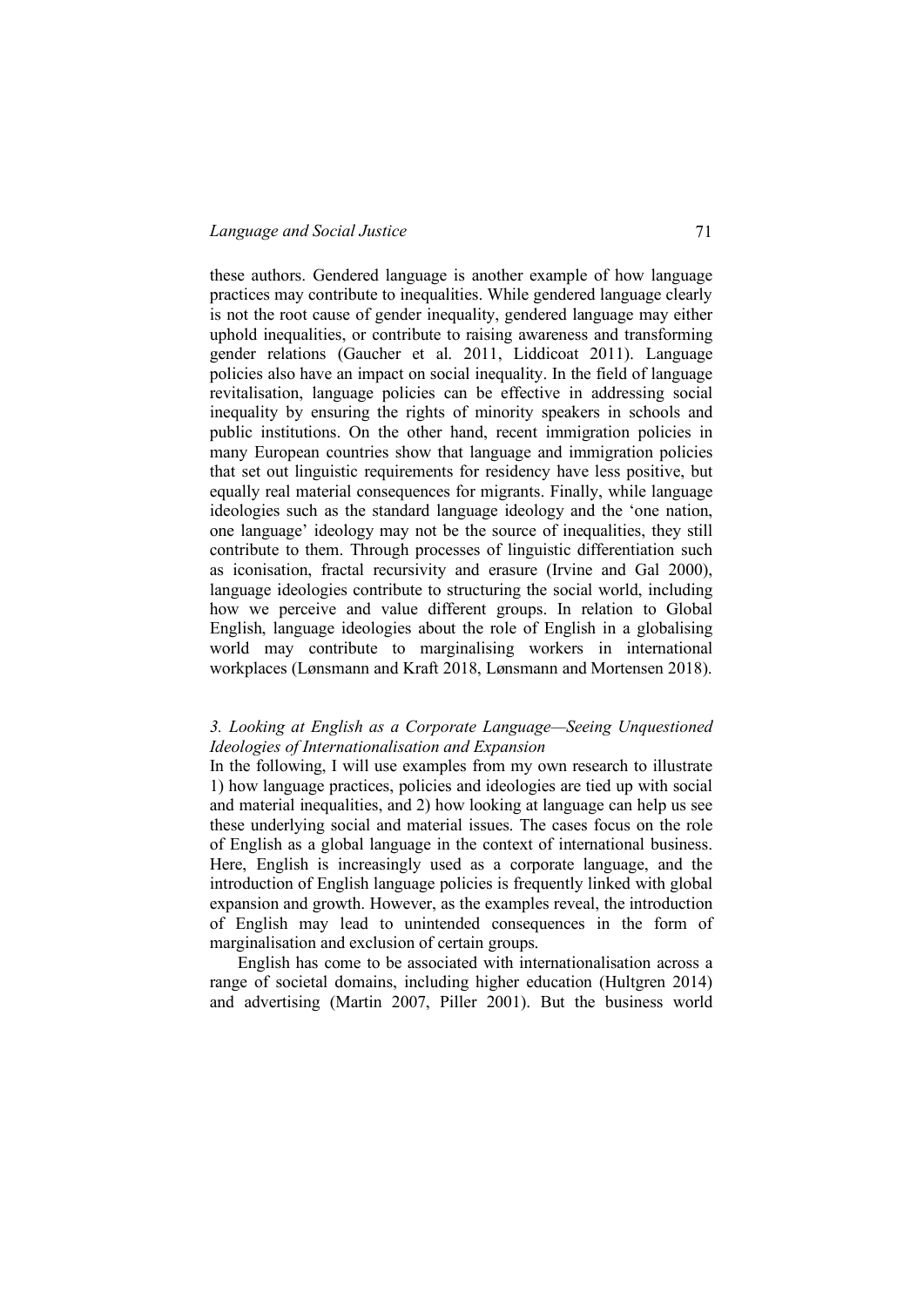these authors. Gendered language is another example of how language practices may contribute to inequalities. While gendered language clearly is not the root cause of gender inequality, gendered language may either uphold inequalities, or contribute to raising awareness and transforming gender relations (Gaucher et al. 2011, Liddicoat 2011). Language policies also have an impact on social inequality. In the field of language revitalisation, language policies can be effective in addressing social inequality by ensuring the rights of minority speakers in schools and public institutions. On the other hand, recent immigration policies in many European countries show that language and immigration policies that set out linguistic requirements for residency have less positive, but equally real material consequences for migrants. Finally, while language ideologies such as the standard language ideology and the 'one nation, one language' ideology may not be the source of inequalities, they still contribute to them. Through processes of linguistic differentiation such as iconisation, fractal recursivity and erasure (Irvine and Gal 2000), language ideologies contribute to structuring the social world, including how we perceive and value different groups. In relation to Global English, language ideologies about the role of English in a globalising world may contribute to marginalising workers in international workplaces (Lønsmann and Kraft 2018, Lønsmann and Mortensen 2018).

## *3. Looking at English as a Corporate Language—Seeing Unquestioned Ideologies of Internationalisation and Expansion*

In the following, I will use examples from my own research to illustrate 1) how language practices, policies and ideologies are tied up with social and material inequalities, and 2) how looking at language can help us see these underlying social and material issues. The cases focus on the role of English as a global language in the context of international business. Here, English is increasingly used as a corporate language, and the introduction of English language policies is frequently linked with global expansion and growth. However, as the examples reveal, the introduction of English may lead to unintended consequences in the form of marginalisation and exclusion of certain groups.

English has come to be associated with internationalisation across a range of societal domains, including higher education (Hultgren 2014) and advertising (Martin 2007, Piller 2001). But the business world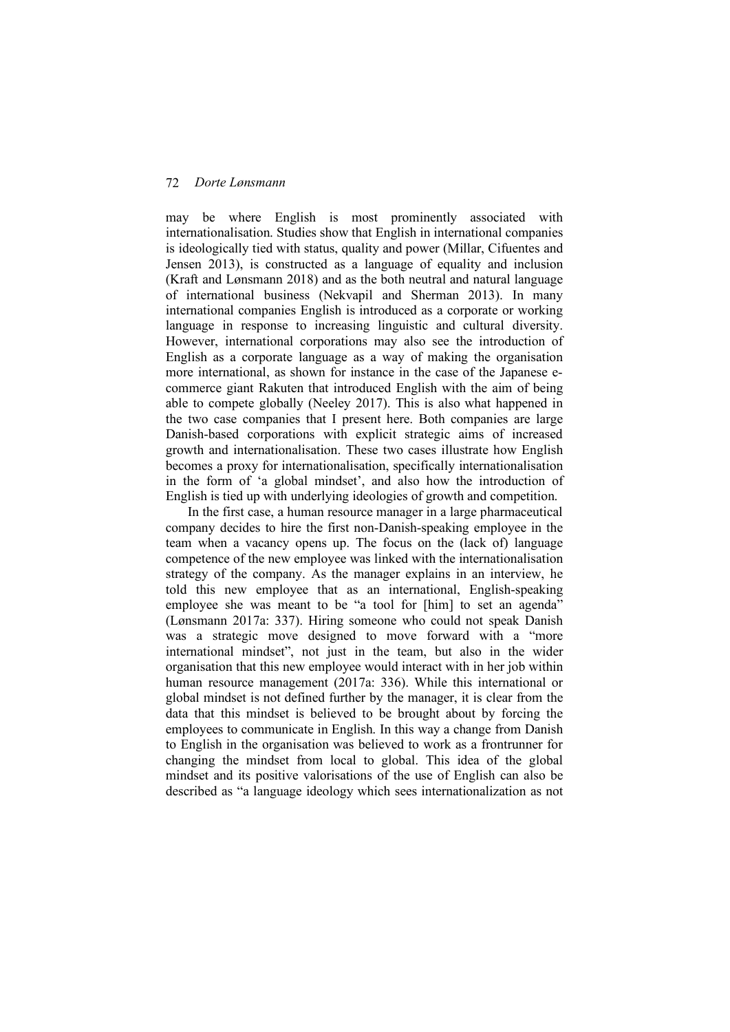may be where English is most prominently associated with internationalisation. Studies show that English in international companies is ideologically tied with status, quality and power (Millar, Cifuentes and Jensen 2013), is constructed as a language of equality and inclusion (Kraft and Lønsmann 2018) and as the both neutral and natural language of international business (Nekvapil and Sherman 2013). In many international companies English is introduced as a corporate or working language in response to increasing linguistic and cultural diversity. However, international corporations may also see the introduction of English as a corporate language as a way of making the organisation more international, as shown for instance in the case of the Japanese e-commerce giant Rakuten that introduced English with the aim of being able to compete globally (Neeley 2017). This is also what happened in the two case companies that I present here. Both companies are large Danish-based corporations with explicit strategic aims of increased growth and internationalisation. These two cases illustrate how English becomes a proxy for internationalisation, specifically internationalisation in the form of 'a global mindset', and also how the introduction of English is tied up with underlying ideologies of growth and competition.

In the first case, a human resource manager in a large pharmaceutical company decides to hire the first non-Danish-speaking employee in the team when a vacancy opens up. The focus on the (lack of) language competence of the new employee was linked with the internationalisation strategy of the company. As the manager explains in an interview, he told this new employee that as an international, English-speaking employee she was meant to be "a tool for [him] to set an agenda" (Lønsmann 2017a: 337). Hiring someone who could not speak Danish was a strategic move designed to move forward with a "more international mindset", not just in the team, but also in the wider organisation that this new employee would interact with in her job within human resource management (2017a: 336). While this international or global mindset is not defined further by the manager, it is clear from the data that this mindset is believed to be brought about by forcing the employees to communicate in English. In this way a change from Danish to English in the organisation was believed to work as a frontrunner for changing the mindset from local to global. This idea of the global mindset and its positive valorisations of the use of English can also be described as "a language ideology which sees internationalization as not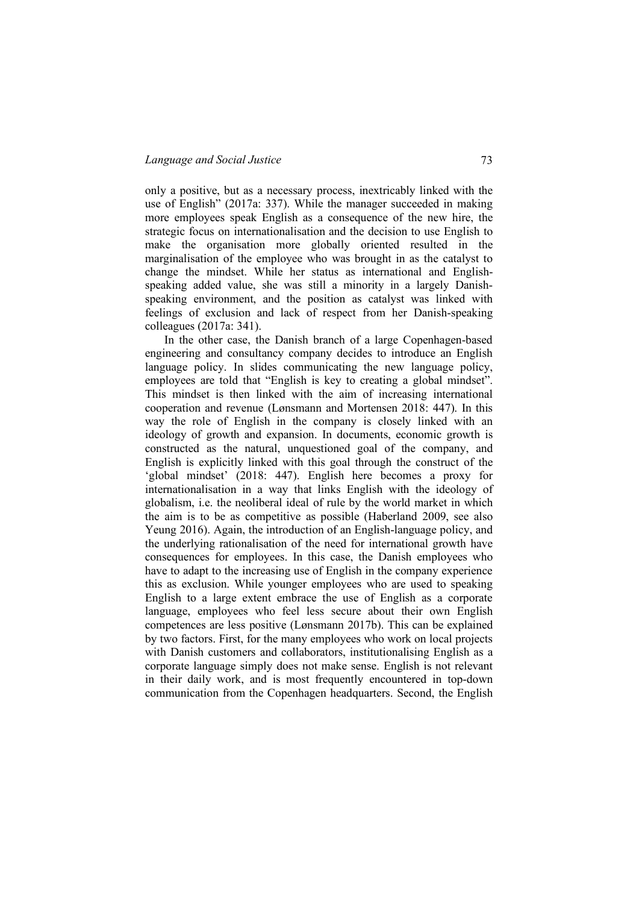only a positive, but as a necessary process, inextricably linked with the use of English" (2017a: 337). While the manager succeeded in making more employees speak English as a consequence of the new hire, the strategic focus on internationalisation and the decision to use English to make the organisation more globally oriented resulted in the marginalisation of the employee who was brought in as the catalyst to change the mindset. While her status as international and English-speaking added value, she was still a minority in a largely Danish-speaking environment, and the position as catalyst was linked with feelings of exclusion and lack of respect from her Danish-speaking colleagues (2017a: 341).

In the other case, the Danish branch of a large Copenhagen-based engineering and consultancy company decides to introduce an English language policy. In slides communicating the new language policy, employees are told that "English is key to creating a global mindset". This mindset is then linked with the aim of increasing international cooperation and revenue (Lønsmann and Mortensen 2018: 447). In this way the role of English in the company is closely linked with an ideology of growth and expansion. In documents, economic growth is constructed as the natural, unquestioned goal of the company, and English is explicitly linked with this goal through the construct of the 'global mindset' (2018: 447). English here becomes a proxy for internationalisation in a way that links English with the ideology of globalism, i.e. the neoliberal ideal of rule by the world market in which the aim is to be as competitive as possible (Haberland 2009, see also Yeung 2016). Again, the introduction of an English-language policy, and the underlying rationalisation of the need for international growth have consequences for employees. In this case, the Danish employees who have to adapt to the increasing use of English in the company experience this as exclusion. While younger employees who are used to speaking English to a large extent embrace the use of English as a corporate language, employees who feel less secure about their own English competences are less positive (Lønsmann 2017b). This can be explained by two factors. First, for the many employees who work on local projects with Danish customers and collaborators, institutionalising English as a corporate language simply does not make sense. English is not relevant in their daily work, and is most frequently encountered in top-down communication from the Copenhagen headquarters. Second, the English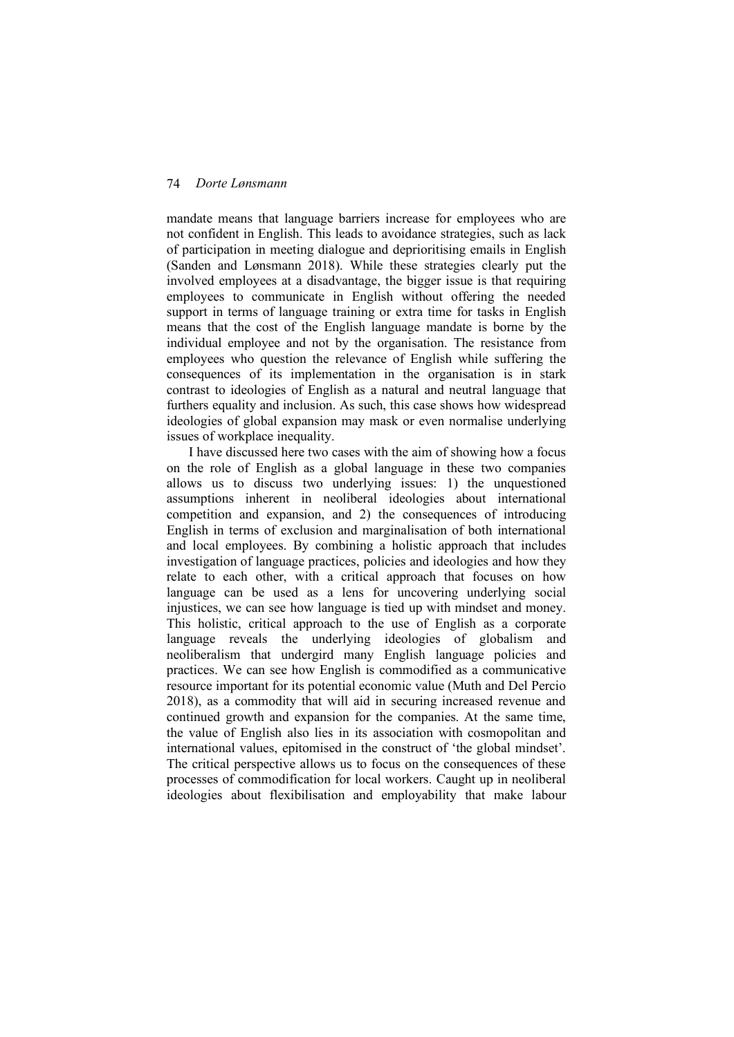mandate means that language barriers increase for employees who are not confident in English. This leads to avoidance strategies, such as lack of participation in meeting dialogue and deprioritising emails in English (Sanden and Lønsmann 2018). While these strategies clearly put the involved employees at a disadvantage, the bigger issue is that requiring employees to communicate in English without offering the needed support in terms of language training or extra time for tasks in English means that the cost of the English language mandate is borne by the individual employee and not by the organisation. The resistance from employees who question the relevance of English while suffering the consequences of its implementation in the organisation is in stark contrast to ideologies of English as a natural and neutral language that furthers equality and inclusion. As such, this case shows how widespread ideologies of global expansion may mask or even normalise underlying issues of workplace inequality.

I have discussed here two cases with the aim of showing how a focus on the role of English as a global language in these two companies allows us to discuss two underlying issues: 1) the unquestioned assumptions inherent in neoliberal ideologies about international competition and expansion, and 2) the consequences of introducing English in terms of exclusion and marginalisation of both international and local employees. By combining a holistic approach that includes investigation of language practices, policies and ideologies and how they relate to each other, with a critical approach that focuses on how language can be used as a lens for uncovering underlying social injustices, we can see how language is tied up with mindset and money. This holistic, critical approach to the use of English as a corporate language reveals the underlying ideologies of globalism and neoliberalism that undergird many English language policies and practices. We can see how English is commodified as a communicative resource important for its potential economic value (Muth and Del Percio 2018), as a commodity that will aid in securing increased revenue and continued growth and expansion for the companies. At the same time, the value of English also lies in its association with cosmopolitan and international values, epitomised in the construct of 'the global mindset'. The critical perspective allows us to focus on the consequences of these processes of commodification for local workers. Caught up in neoliberal ideologies about flexibilisation and employability that make labour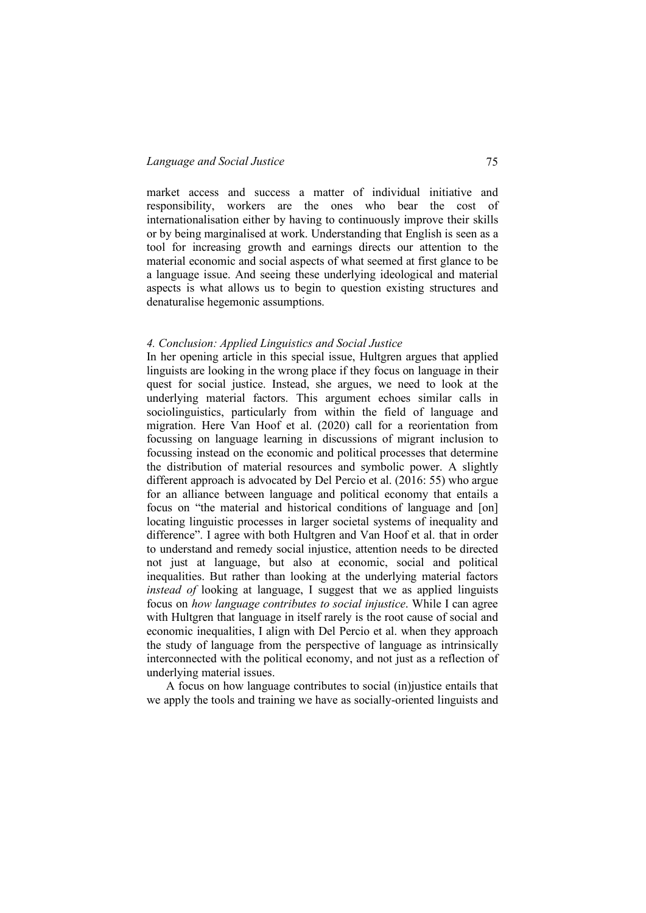market access and success a matter of individual initiative and responsibility, workers are the ones who bear the cost of internationalisation either by having to continuously improve their skills or by being marginalised at work. Understanding that English is seen as a tool for increasing growth and earnings directs our attention to the material economic and social aspects of what seemed at first glance to be a language issue. And seeing these underlying ideological and material aspects is what allows us to begin to question existing structures and denaturalise hegemonic assumptions.

### *4. Conclusion: Applied Linguistics and Social Justice*

In her opening article in this special issue, Hultgren argues that applied linguists are looking in the wrong place if they focus on language in their quest for social justice. Instead, she argues, we need to look at the underlying material factors. This argument echoes similar calls in sociolinguistics, particularly from within the field of language and migration. Here Van Hoof et al. (2020) call for a reorientation from focussing on language learning in discussions of migrant inclusion to focussing instead on the economic and political processes that determine the distribution of material resources and symbolic power. A slightly different approach is advocated by Del Percio et al. (2016: 55) who argue for an alliance between language and political economy that entails a focus on "the material and historical conditions of language and [on] locating linguistic processes in larger societal systems of inequality and difference". I agree with both Hultgren and Van Hoof et al. that in order to understand and remedy social injustice, attention needs to be directed not just at language, but also at economic, social and political inequalities. But rather than looking at the underlying material factors *instead of* looking at language, I suggest that we as applied linguists focus on *how language contributes to social injustice*. While I can agree with Hultgren that language in itself rarely is the root cause of social and economic inequalities, I align with Del Percio et al. when they approach the study of language from the perspective of language as intrinsically interconnected with the political economy, and not just as a reflection of underlying material issues.

A focus on how language contributes to social (in)justice entails that we apply the tools and training we have as socially-oriented linguists and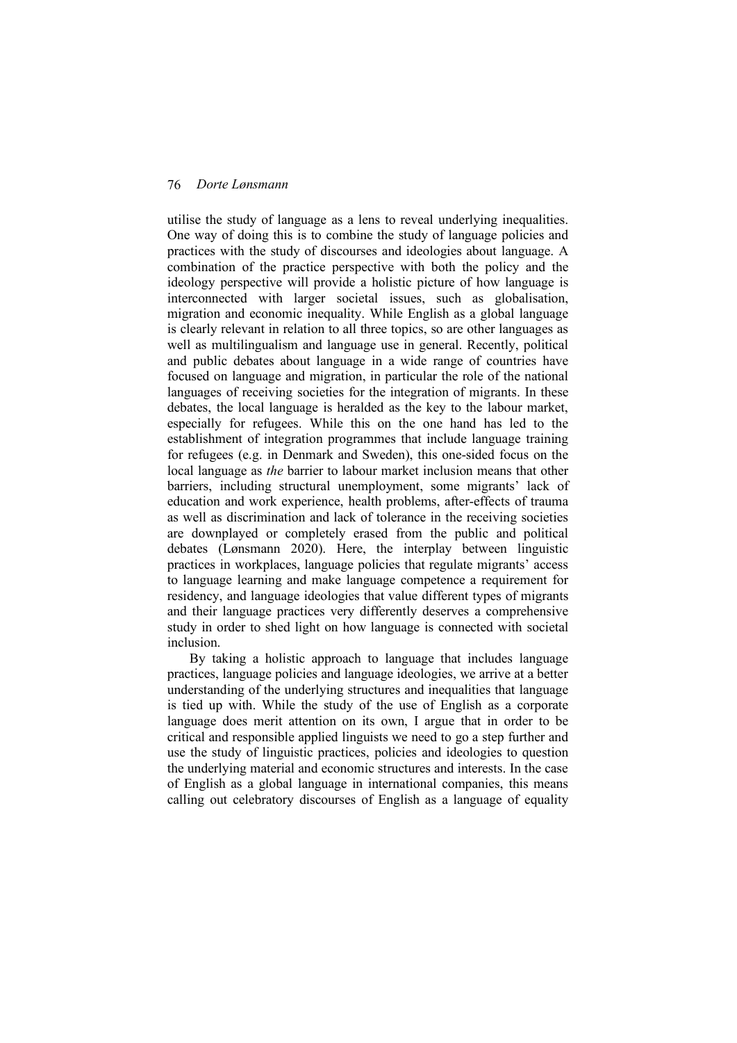utilise the study of language as a lens to reveal underlying inequalities. One way of doing this is to combine the study of language policies and practices with the study of discourses and ideologies about language. A combination of the practice perspective with both the policy and the ideology perspective will provide a holistic picture of how language is interconnected with larger societal issues, such as globalisation, migration and economic inequality. While English as a global language is clearly relevant in relation to all three topics, so are other languages as well as multilingualism and language use in general. Recently, political and public debates about language in a wide range of countries have focused on language and migration, in particular the role of the national languages of receiving societies for the integration of migrants. In these debates, the local language is heralded as the key to the labour market, especially for refugees. While this on the one hand has led to the establishment of integration programmes that include language training for refugees (e.g. in Denmark and Sweden), this one-sided focus on the local language as *the* barrier to labour market inclusion means that other barriers, including structural unemployment, some migrants' lack of education and work experience, health problems, after-effects of trauma as well as discrimination and lack of tolerance in the receiving societies are downplayed or completely erased from the public and political debates (Lønsmann 2020). Here, the interplay between linguistic practices in workplaces, language policies that regulate migrants' access to language learning and make language competence a requirement for residency, and language ideologies that value different types of migrants and their language practices very differently deserves a comprehensive study in order to shed light on how language is connected with societal inclusion.

By taking a holistic approach to language that includes language practices, language policies and language ideologies, we arrive at a better understanding of the underlying structures and inequalities that language is tied up with. While the study of the use of English as a corporate language does merit attention on its own, I argue that in order to be critical and responsible applied linguists we need to go a step further and use the study of linguistic practices, policies and ideologies to question the underlying material and economic structures and interests. In the case of English as a global language in international companies, this means calling out celebratory discourses of English as a language of equality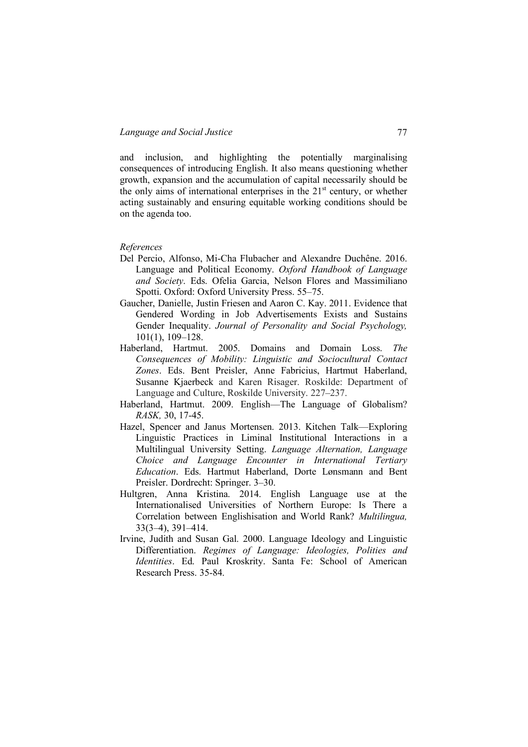and inclusion, and highlighting the potentially marginalising consequences of introducing English. It also means questioning whether growth, expansion and the accumulation of capital necessarily should be the only aims of international enterprises in the 21st century, or whether acting sustainably and ensuring equitable working conditions should be on the agenda too.

*References*

Del Percio, Alfonso, Mi-Cha Flubacher and Alexandre Duchêne. 2016. Language and Political Economy. *Oxford Handbook of Language and Society*. Eds. Ofelia Garcia, Nelson Flores and Massimiliano Spotti. Oxford: Oxford University Press. 55–75.

Gaucher, Danielle, Justin Friesen and Aaron C. Kay. 2011. Evidence that Gendered Wording in Job Advertisements Exists and Sustains Gender Inequality. *Journal of Personality and Social Psychology,* 101(1), 109–128.

Haberland, Hartmut. 2005. Domains and Domain Loss. *The Consequences of Mobility: Linguistic and Sociocultural Contact Zones*. Eds. Bent Preisler, Anne Fabricius, Hartmut Haberland, Susanne Kjaerbeck and Karen Risager. Roskilde: Department of Language and Culture, Roskilde University. 227–237.

Haberland, Hartmut. 2009. English—The Language of Globalism? *RASK,* 30, 17-45.

Hazel, Spencer and Janus Mortensen. 2013. Kitchen Talk—Exploring Linguistic Practices in Liminal Institutional Interactions in a Multilingual University Setting. *Language Alternation, Language Choice and Language Encounter in International Tertiary Education*. Eds. Hartmut Haberland, Dorte Lønsmann and Bent Preisler. Dordrecht: Springer. 3–30.

Hultgren, Anna Kristina. 2014. English Language use at the Internationalised Universities of Northern Europe: Is There a Correlation between Englishisation and World Rank? *Multilingua,* 33(3–4), 391–414.

Irvine, Judith and Susan Gal. 2000. Language Ideology and Linguistic Differentiation. *Regimes of Language: Ideologies, Polities and Identities*. Ed. Paul Kroskrity. Santa Fe: School of American Research Press. 35-84.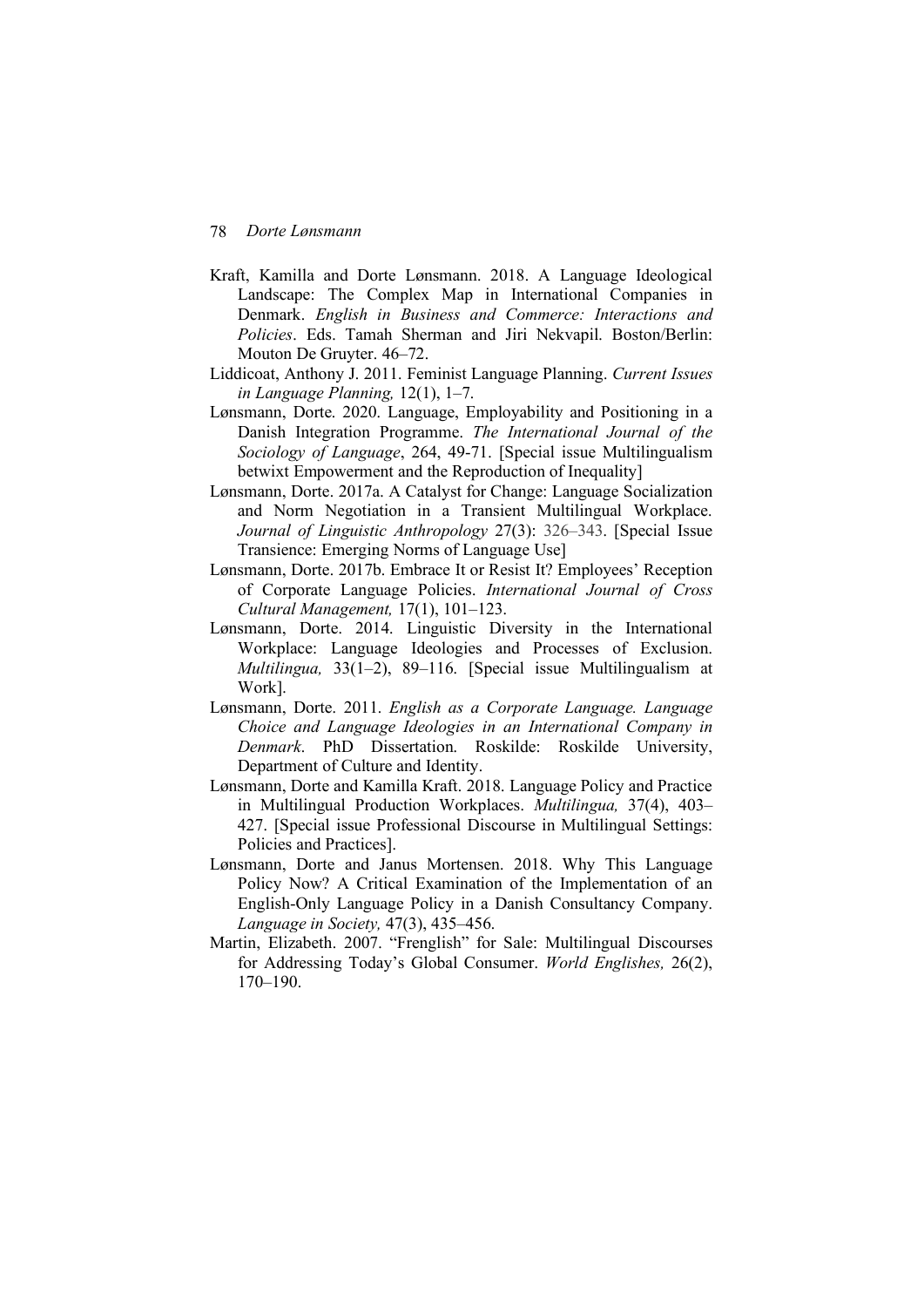Kraft, Kamilla and Dorte Lønsmann. 2018. A Language Ideological Landscape: The Complex Map in International Companies in Denmark. *English in Business and Commerce: Interactions and Policies*. Eds. Tamah Sherman and Jiri Nekvapil. Boston/Berlin: Mouton De Gruyter. 46–72.

Liddicoat, Anthony J. 2011. Feminist Language Planning. *Current Issues in Language Planning,* 12(1), 1–7.

Lønsmann, Dorte. 2020. Language, Employability and Positioning in a Danish Integration Programme. *The International Journal of the Sociology of Language*, 264, 49-71. [Special issue Multilingualism betwixt Empowerment and the Reproduction of Inequality]

Lønsmann, Dorte. 2017a. A Catalyst for Change: Language Socialization and Norm Negotiation in a Transient Multilingual Workplace. *Journal of Linguistic Anthropology* 27(3): 326–343. [Special Issue Transience: Emerging Norms of Language Use]

Lønsmann, Dorte. 2017b. Embrace It or Resist It? Employees' Reception of Corporate Language Policies. *International Journal of Cross Cultural Management,* 17(1), 101–123.

Lønsmann, Dorte. 2014. Linguistic Diversity in the International Workplace: Language Ideologies and Processes of Exclusion. *Multilingua,* 33(1–2), 89–116. [Special issue Multilingualism at Work].

Lønsmann, Dorte. 2011. *English as a Corporate Language. Language Choice and Language Ideologies in an International Company in Denmark*. PhD Dissertation. Roskilde: Roskilde University, Department of Culture and Identity.

Lønsmann, Dorte and Kamilla Kraft. 2018. Language Policy and Practice in Multilingual Production Workplaces. *Multilingua,* 37(4), 403–427. [Special issue Professional Discourse in Multilingual Settings: Policies and Practices].

Lønsmann, Dorte and Janus Mortensen. 2018. Why This Language Policy Now? A Critical Examination of the Implementation of an English-Only Language Policy in a Danish Consultancy Company. *Language in Society,* 47(3), 435–456.

Martin, Elizabeth. 2007. "Frenglish" for Sale: Multilingual Discourses for Addressing Today's Global Consumer. *World Englishes,* 26(2), 170–190.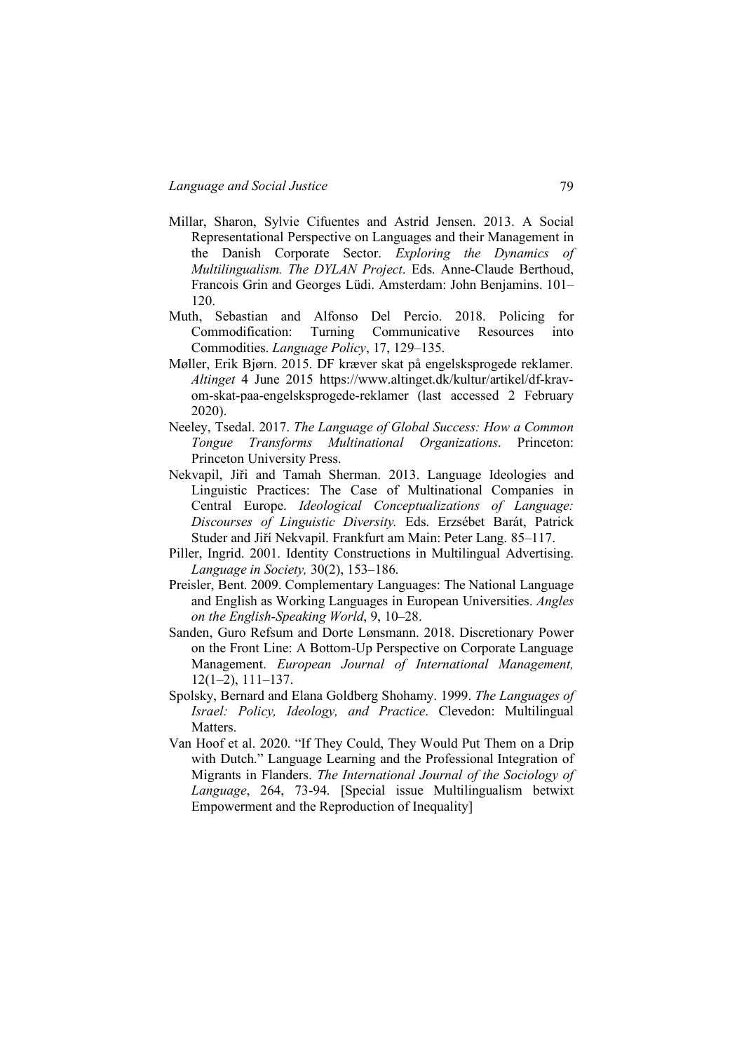Millar, Sharon, Sylvie Cifuentes and Astrid Jensen. 2013. A Social Representational Perspective on Languages and their Management in the Danish Corporate Sector. *Exploring the Dynamics of Multilingualism. The DYLAN Project*. Eds. Anne-Claude Berthoud, Francois Grin and Georges Lüdi. Amsterdam: John Benjamins. 101–120.

Muth, Sebastian and Alfonso Del Percio. 2018. Policing for Commodification: Turning Communicative Resources into Commodities. *Language Policy*, 17, 129–135.

Møller, Erik Bjørn. 2015. DF kræver skat på engelsksprogede reklamer. *Altinget* 4 June 2015 https://www.altinget.dk/kultur/artikel/df-krav-om-skat-paa-engelsksprogede-reklamer (last accessed 2 February 2020).

Neeley, Tsedal. 2017. *The Language of Global Success: How a Common Tongue Transforms Multinational Organizations*. Princeton: Princeton University Press.

Nekvapil, Jiři and Tamah Sherman. 2013. Language Ideologies and Linguistic Practices: The Case of Multinational Companies in Central Europe. *Ideological Conceptualizations of Language: Discourses of Linguistic Diversity.* Eds. Erzsébet Barát, Patrick Studer and Jiří Nekvapil. Frankfurt am Main: Peter Lang. 85–117.

Piller, Ingrid. 2001. Identity Constructions in Multilingual Advertising. *Language in Society,* 30(2), 153–186.

Preisler, Bent. 2009. Complementary Languages: The National Language and English as Working Languages in European Universities. *Angles on the English-Speaking World*, 9, 10–28.

Sanden, Guro Refsum and Dorte Lønsmann. 2018. Discretionary Power on the Front Line: A Bottom-Up Perspective on Corporate Language Management. *European Journal of International Management,* 12(1–2), 111–137.

Spolsky, Bernard and Elana Goldberg Shohamy. 1999. *The Languages of Israel: Policy, Ideology, and Practice*. Clevedon: Multilingual Matters.

Van Hoof et al. 2020. "If They Could, They Would Put Them on a Drip with Dutch." Language Learning and the Professional Integration of Migrants in Flanders. *The International Journal of the Sociology of Language*, 264, 73-94. [Special issue Multilingualism betwixt Empowerment and the Reproduction of Inequality]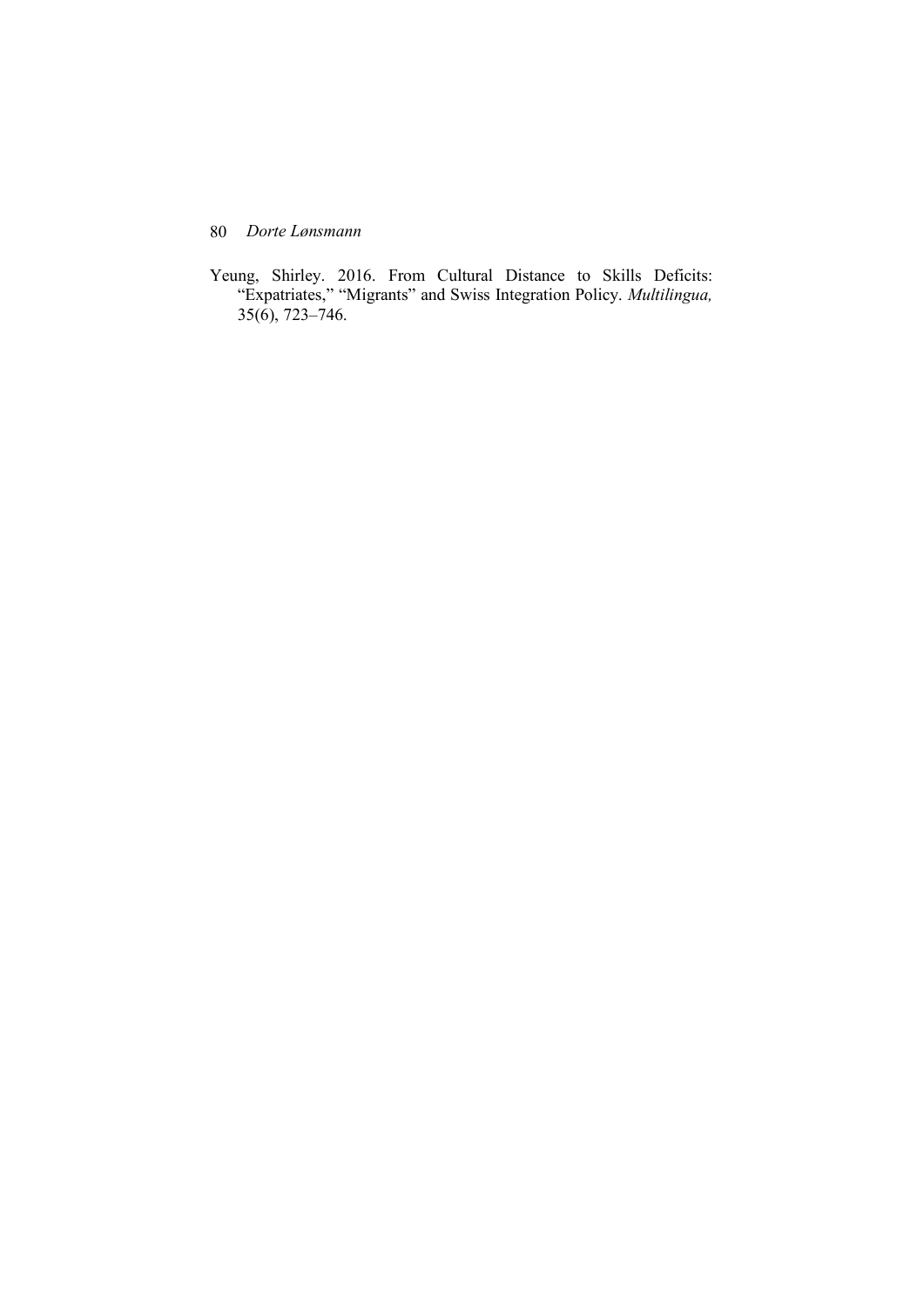Yeung, Shirley. 2016. From Cultural Distance to Skills Deficits: "Expatriates," "Migrants" and Swiss Integration Policy. *Multilingua,* 35(6), 723–746.